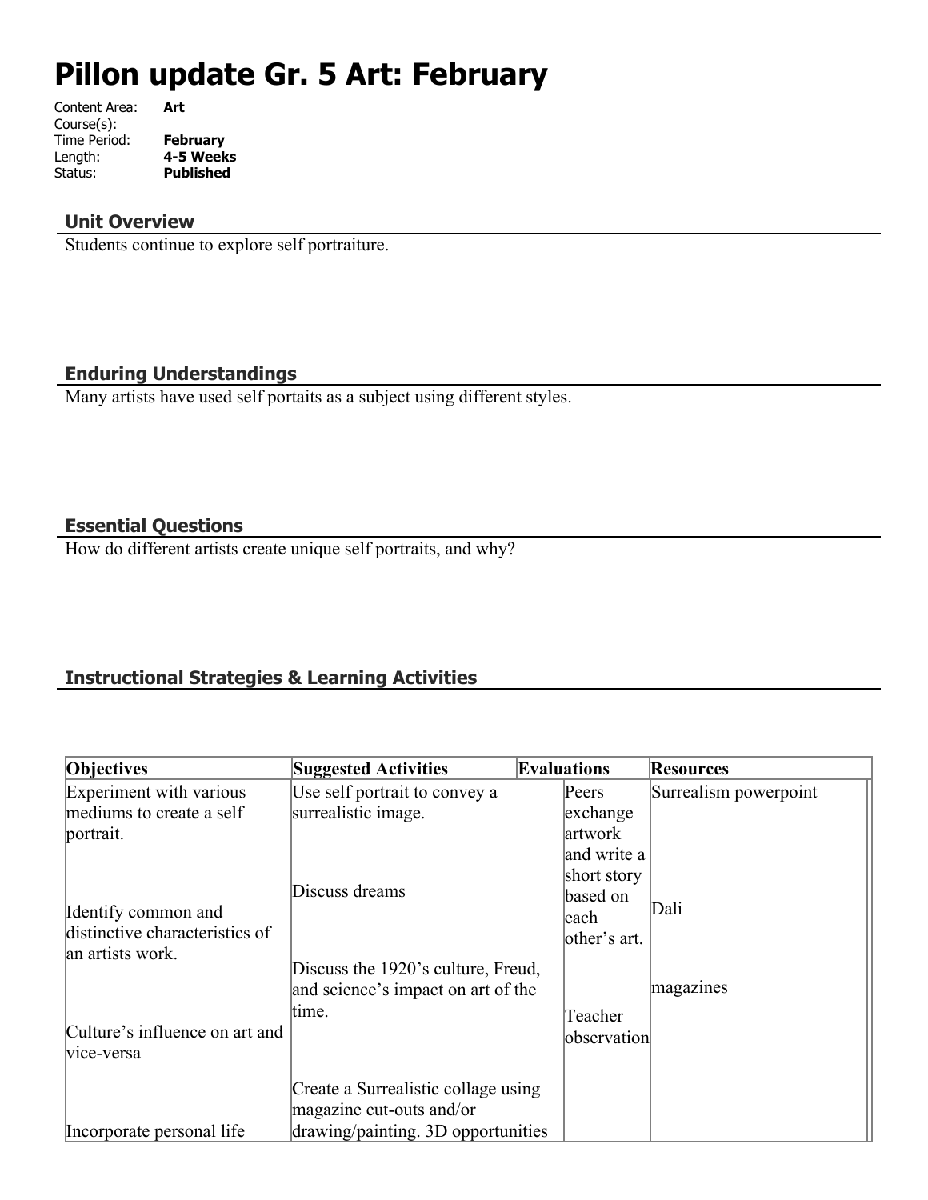# Pillon update Gr. 5 Art: February

| | |
|---|---|
| Content Area: | **Art** |
| Course(s): | |
| Time Period: | **February** |
| Length: | **4-5 Weeks** |
| Status: | **Published** |

## Unit Overview

Students continue to explore self portraiture.

## Enduring Understandings

Many artists have used self portaits as a subject using different styles.

## Essential Questions

How do different artists create unique self portraits, and why?

## Instructional Strategies & Learning Activities

| Objectives | Suggested Activities | Evaluations | Resources |
|---|---|---|---|
| Experiment with various mediums to create a self portrait. | Use self portrait to convey a surrealistic image. | Peers exchange artwork and write a short story based on each other's art. | Surrealism powerpoint |
| Identify common and distinctive characteristics of an artists work. | Discuss dreams | | Dali |
| Culture's influence on art and vice-versa | Discuss the 1920's culture, Freud, and science's impact on art of the time. | Teacher observation | magazines |
| Incorporate personal life | Create a Surrealistic collage using magazine cut-outs and/or drawing/painting. 3D opportunities | | |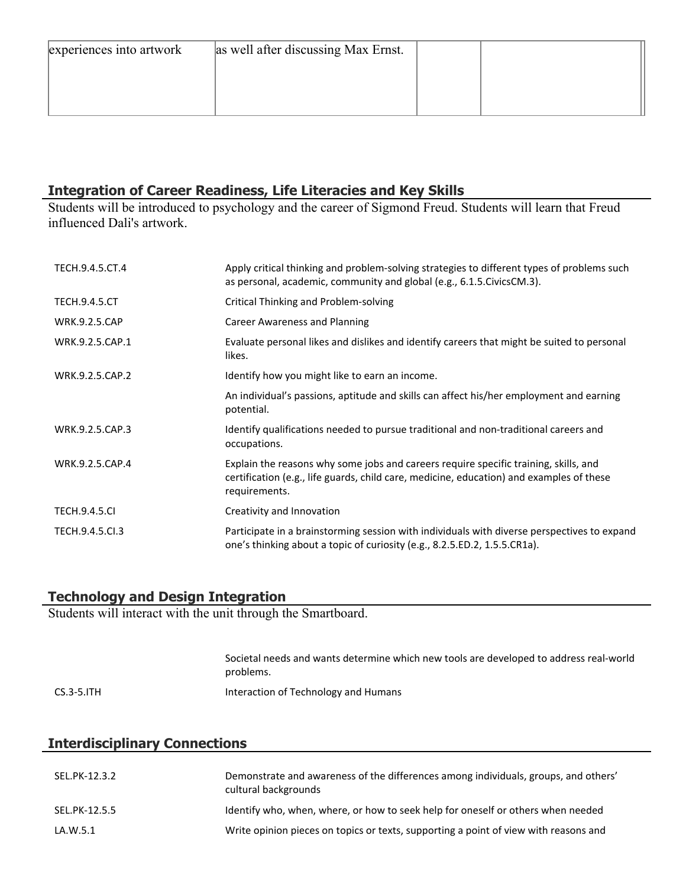| experiences into artwork | as well after discussing Max Ernst. | | |
|---|---|---|---|

## Integration of Career Readiness, Life Literacies and Key Skills

Students will be introduced to psychology and the career of Sigmond Freud. Students will learn that Freud influenced Dali's artwork.

| | |
|---|---|
| TECH.9.4.5.CT.4 | Apply critical thinking and problem-solving strategies to different types of problems such as personal, academic, community and global (e.g., 6.1.5.CivicsCM.3). |
| TECH.9.4.5.CT | Critical Thinking and Problem-solving |
| WRK.9.2.5.CAP | Career Awareness and Planning |
| WRK.9.2.5.CAP.1 | Evaluate personal likes and dislikes and identify careers that might be suited to personal likes. |
| WRK.9.2.5.CAP.2 | Identify how you might like to earn an income. |
| | An individual's passions, aptitude and skills can affect his/her employment and earning potential. |
| WRK.9.2.5.CAP.3 | Identify qualifications needed to pursue traditional and non-traditional careers and occupations. |
| WRK.9.2.5.CAP.4 | Explain the reasons why some jobs and careers require specific training, skills, and certification (e.g., life guards, child care, medicine, education) and examples of these requirements. |
| TECH.9.4.5.CI | Creativity and Innovation |
| TECH.9.4.5.CI.3 | Participate in a brainstorming session with individuals with diverse perspectives to expand one's thinking about a topic of curiosity (e.g., 8.2.5.ED.2, 1.5.5.CR1a). |

## Technology and Design Integration

Students will interact with the unit through the Smartboard.

| | |
|---|---|
| | Societal needs and wants determine which new tools are developed to address real-world problems. |
| CS.3-5.ITH | Interaction of Technology and Humans |

## Interdisciplinary Connections

| | |
|---|---|
| SEL.PK-12.3.2 | Demonstrate and awareness of the differences among individuals, groups, and others' cultural backgrounds |
| SEL.PK-12.5.5 | Identify who, when, where, or how to seek help for oneself or others when needed |
| LA.W.5.1 | Write opinion pieces on topics or texts, supporting a point of view with reasons and |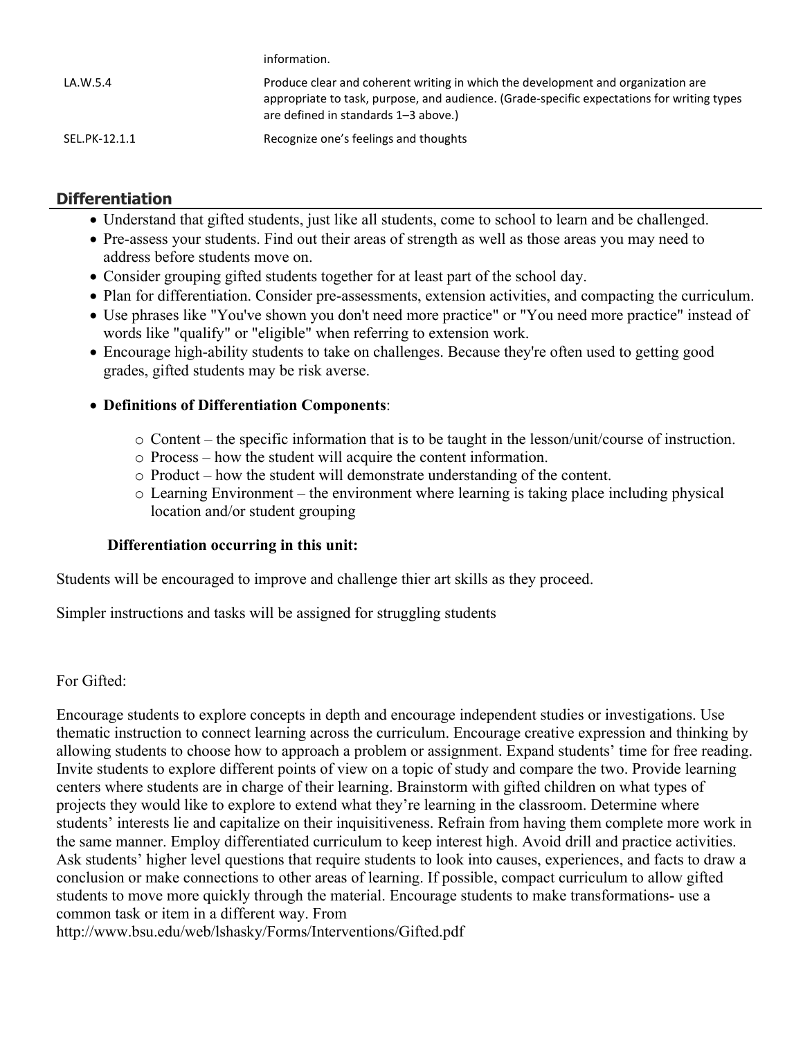| | |
|---|---|
| | information. |
| LA.W.5.4 | Produce clear and coherent writing in which the development and organization are appropriate to task, purpose, and audience. (Grade-specific expectations for writing types are defined in standards 1–3 above.) |
| SEL.PK-12.1.1 | Recognize one's feelings and thoughts |

## Differentiation

- Understand that gifted students, just like all students, come to school to learn and be challenged.
- Pre-assess your students. Find out their areas of strength as well as those areas you may need to address before students move on.
- Consider grouping gifted students together for at least part of the school day.
- Plan for differentiation. Consider pre-assessments, extension activities, and compacting the curriculum.
- Use phrases like "You've shown you don't need more practice" or "You need more practice" instead of words like "qualify" or "eligible" when referring to extension work.
- Encourage high-ability students to take on challenges. Because they're often used to getting good grades, gifted students may be risk averse.
- **Definitions of Differentiation Components**:
    - Content – the specific information that is to be taught in the lesson/unit/course of instruction.
    - Process – how the student will acquire the content information.
    - Product – how the student will demonstrate understanding of the content.
    - Learning Environment – the environment where learning is taking place including physical location and/or student grouping

**Differentiation occurring in this unit:**

Students will be encouraged to improve and challenge thier art skills as they proceed.

Simpler instructions and tasks will be assigned for struggling students

For Gifted:

Encourage students to explore concepts in depth and encourage independent studies or investigations. Use thematic instruction to connect learning across the curriculum. Encourage creative expression and thinking by allowing students to choose how to approach a problem or assignment. Expand students' time for free reading. Invite students to explore different points of view on a topic of study and compare the two. Provide learning centers where students are in charge of their learning. Brainstorm with gifted children on what types of projects they would like to explore to extend what they're learning in the classroom. Determine where students' interests lie and capitalize on their inquisitiveness. Refrain from having them complete more work in the same manner. Employ differentiated curriculum to keep interest high. Avoid drill and practice activities. Ask students' higher level questions that require students to look into causes, experiences, and facts to draw a conclusion or make connections to other areas of learning. If possible, compact curriculum to allow gifted students to move more quickly through the material. Encourage students to make transformations- use a common task or item in a different way. From http://www.bsu.edu/web/lshasky/Forms/Interventions/Gifted.pdf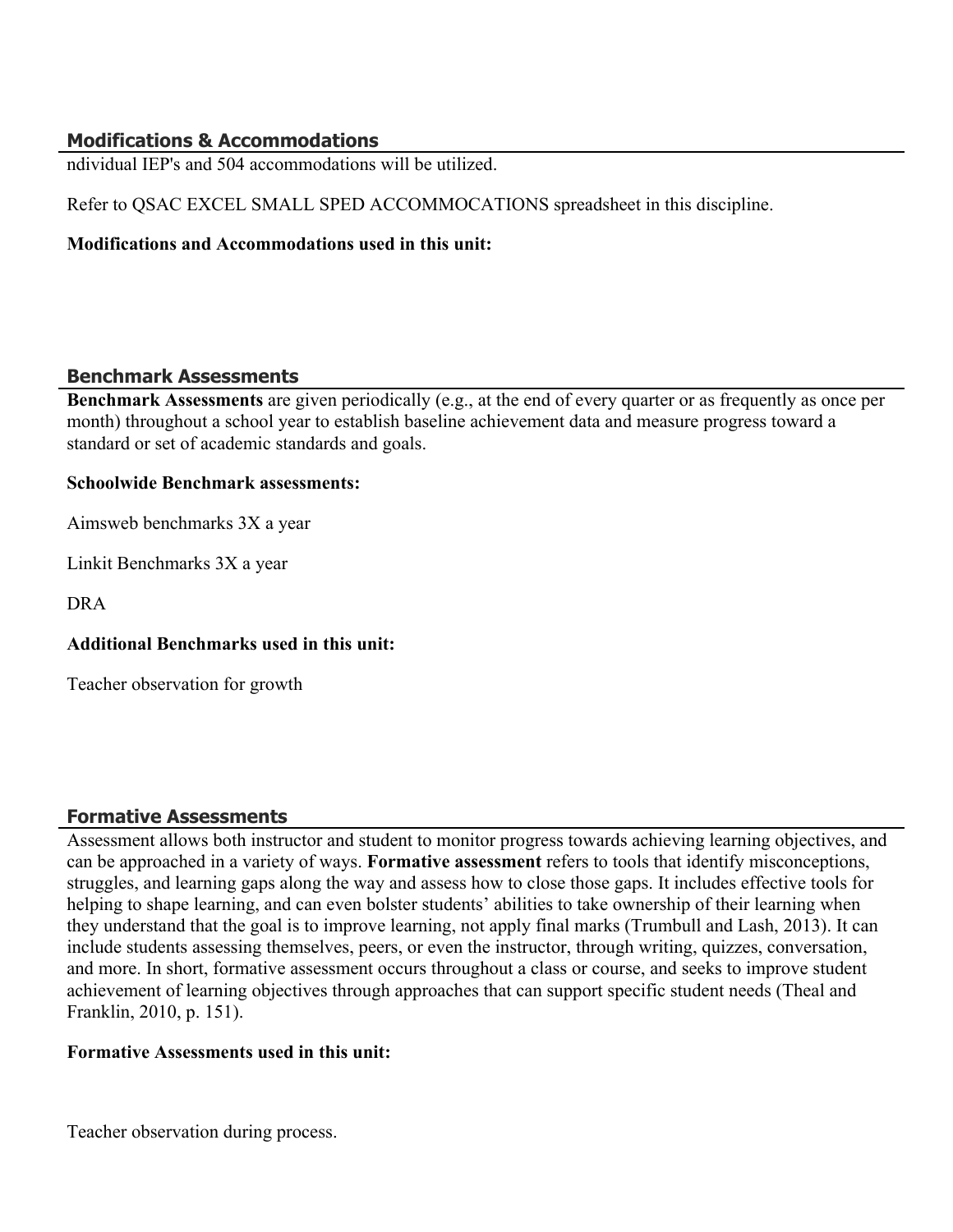## Modifications & Accommodations

ndividual IEP's and 504 accommodations will be utilized.

Refer to QSAC EXCEL SMALL SPED ACCOMMOCATIONS spreadsheet in this discipline.

**Modifications and Accommodations used in this unit:**

## Benchmark Assessments

**Benchmark Assessments** are given periodically (e.g., at the end of every quarter or as frequently as once per month) throughout a school year to establish baseline achievement data and measure progress toward a standard or set of academic standards and goals.

**Schoolwide Benchmark assessments:**

Aimsweb benchmarks 3X a year

Linkit Benchmarks 3X a year

DRA

**Additional Benchmarks used in this unit:**

Teacher observation for growth

## Formative Assessments

Assessment allows both instructor and student to monitor progress towards achieving learning objectives, and can be approached in a variety of ways. **Formative assessment** refers to tools that identify misconceptions, struggles, and learning gaps along the way and assess how to close those gaps. It includes effective tools for helping to shape learning, and can even bolster students' abilities to take ownership of their learning when they understand that the goal is to improve learning, not apply final marks (Trumbull and Lash, 2013). It can include students assessing themselves, peers, or even the instructor, through writing, quizzes, conversation, and more. In short, formative assessment occurs throughout a class or course, and seeks to improve student achievement of learning objectives through approaches that can support specific student needs (Theal and Franklin, 2010, p. 151).

**Formative Assessments used in this unit:**

Teacher observation during process.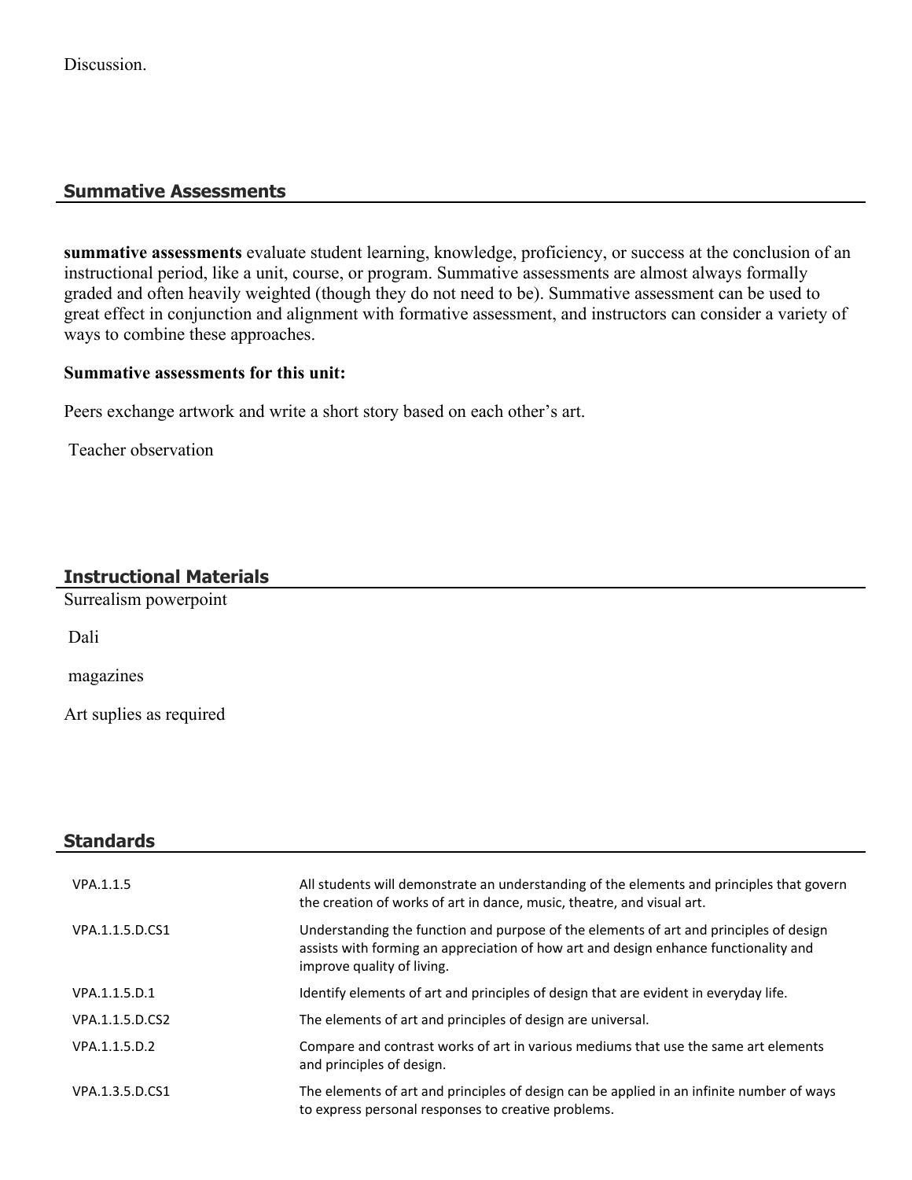Discussion.

## Summative Assessments

**summative assessments** evaluate student learning, knowledge, proficiency, or success at the conclusion of an instructional period, like a unit, course, or program. Summative assessments are almost always formally graded and often heavily weighted (though they do not need to be). Summative assessment can be used to great effect in conjunction and alignment with formative assessment, and instructors can consider a variety of ways to combine these approaches.

**Summative assessments for this unit:**

Peers exchange artwork and write a short story based on each other's art.

Teacher observation

## Instructional Materials

Surrealism powerpoint

Dali

magazines

Art suplies as required

## Standards

| | |
|---|---|
| VPA.1.1.5 | All students will demonstrate an understanding of the elements and principles that govern the creation of works of art in dance, music, theatre, and visual art. |
| VPA.1.1.5.D.CS1 | Understanding the function and purpose of the elements of art and principles of design assists with forming an appreciation of how art and design enhance functionality and improve quality of living. |
| VPA.1.1.5.D.1 | Identify elements of art and principles of design that are evident in everyday life. |
| VPA.1.1.5.D.CS2 | The elements of art and principles of design are universal. |
| VPA.1.1.5.D.2 | Compare and contrast works of art in various mediums that use the same art elements and principles of design. |
| VPA.1.3.5.D.CS1 | The elements of art and principles of design can be applied in an infinite number of ways to express personal responses to creative problems. |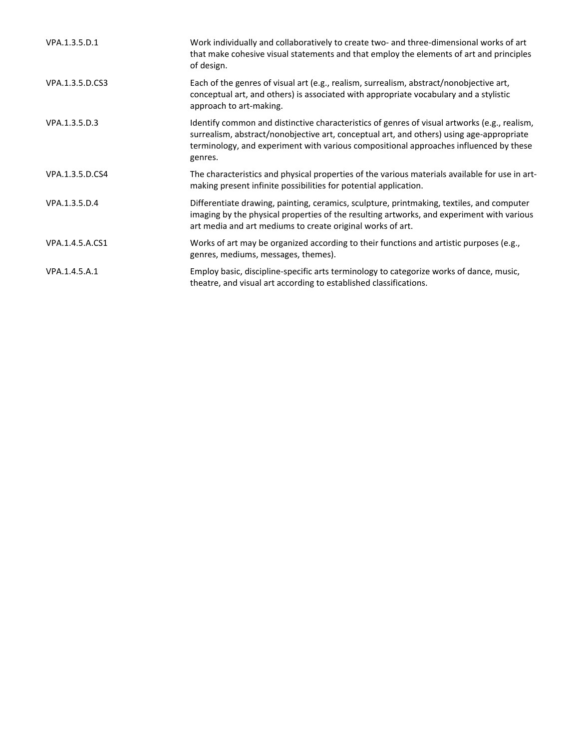| | |
|---|---|
| VPA.1.3.5.D.1 | Work individually and collaboratively to create two- and three-dimensional works of art that make cohesive visual statements and that employ the elements of art and principles of design. |
| VPA.1.3.5.D.CS3 | Each of the genres of visual art (e.g., realism, surrealism, abstract/nonobjective art, conceptual art, and others) is associated with appropriate vocabulary and a stylistic approach to art-making. |
| VPA.1.3.5.D.3 | Identify common and distinctive characteristics of genres of visual artworks (e.g., realism, surrealism, abstract/nonobjective art, conceptual art, and others) using age-appropriate terminology, and experiment with various compositional approaches influenced by these genres. |
| VPA.1.3.5.D.CS4 | The characteristics and physical properties of the various materials available for use in art-making present infinite possibilities for potential application. |
| VPA.1.3.5.D.4 | Differentiate drawing, painting, ceramics, sculpture, printmaking, textiles, and computer imaging by the physical properties of the resulting artworks, and experiment with various art media and art mediums to create original works of art. |
| VPA.1.4.5.A.CS1 | Works of art may be organized according to their functions and artistic purposes (e.g., genres, mediums, messages, themes). |
| VPA.1.4.5.A.1 | Employ basic, discipline-specific arts terminology to categorize works of dance, music, theatre, and visual art according to established classifications. |